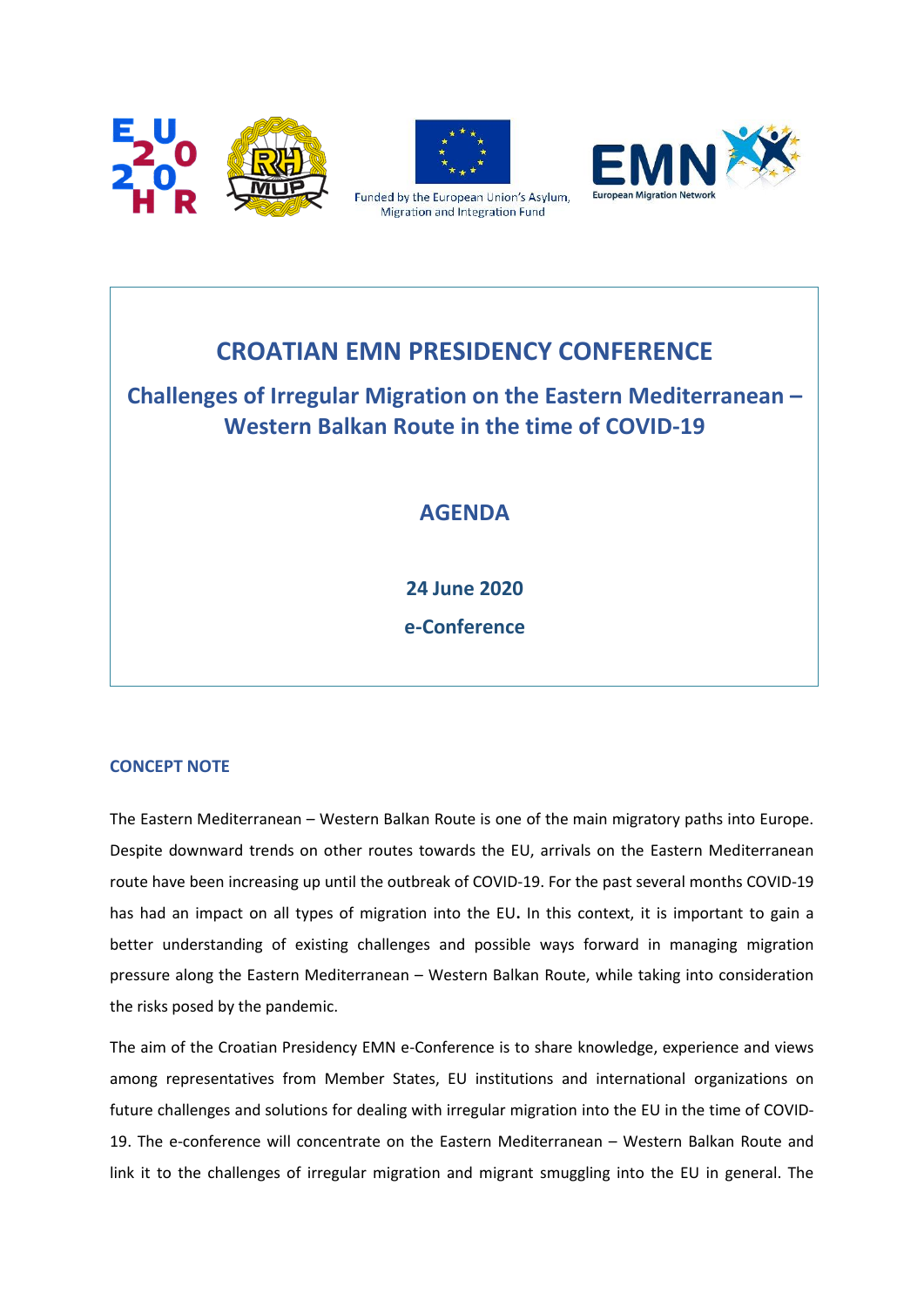Funded by the European Union's Asylum, Migration and Integration Fund

# CROATIAN EMN PRESIDENCY CONFERENCE

## Challenges of Irregular Migration on the Eastern Mediterranean – Western Balkan Route in the time of COVID-19

## AGENDA

**24 June 2020**

**e-Conference**

### CONCEPT NOTE

The Eastern Mediterranean – Western Balkan Route is one of the main migratory paths into Europe. Despite downward trends on other routes towards the EU, arrivals on the Eastern Mediterranean route have been increasing up until the outbreak of COVID-19. For the past several months COVID-19 has had an impact on all types of migration into the EU**.** In this context, it is important to gain a better understanding of existing challenges and possible ways forward in managing migration pressure along the Eastern Mediterranean – Western Balkan Route, while taking into consideration the risks posed by the pandemic.

The aim of the Croatian Presidency EMN e-Conference is to share knowledge, experience and views among representatives from Member States, EU institutions and international organizations on future challenges and solutions for dealing with irregular migration into the EU in the time of COVID-19. The e-conference will concentrate on the Eastern Mediterranean – Western Balkan Route and link it to the challenges of irregular migration and migrant smuggling into the EU in general. The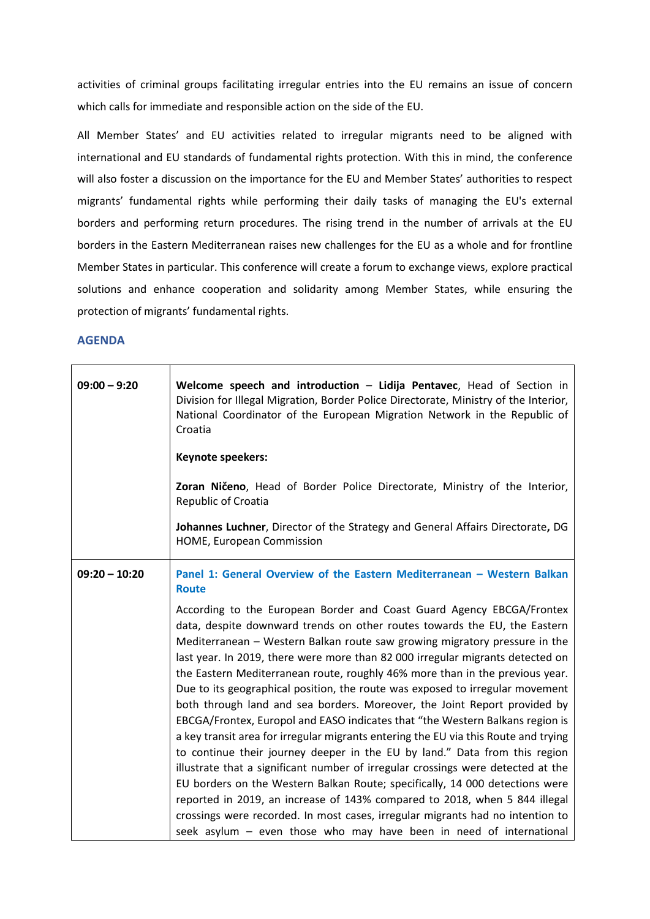activities of criminal groups facilitating irregular entries into the EU remains an issue of concern which calls for immediate and responsible action on the side of the EU.

All Member States' and EU activities related to irregular migrants need to be aligned with international and EU standards of fundamental rights protection. With this in mind, the conference will also foster a discussion on the importance for the EU and Member States' authorities to respect migrants' fundamental rights while performing their daily tasks of managing the EU's external borders and performing return procedures. The rising trend in the number of arrivals at the EU borders in the Eastern Mediterranean raises new challenges for the EU as a whole and for frontline Member States in particular. This conference will create a forum to exchange views, explore practical solutions and enhance cooperation and solidarity among Member States, while ensuring the protection of migrants' fundamental rights.

## AGENDA

| | |
|---|---|
| **09:00 – 9:20** | **Welcome speech and introduction** – **Lidija Pentavec**, Head of Section in Division for Illegal Migration, Border Police Directorate, Ministry of the Interior, National Coordinator of the European Migration Network in the Republic of Croatia<br><br>**Keynote speakers:**<br><br>**Zoran Ničeno**, Head of Border Police Directorate, Ministry of the Interior, Republic of Croatia<br><br>**Johannes Luchner**, Director of the Strategy and General Affairs Directorate**,** DG HOME, European Commission |
| **09:20 – 10:20** | **Panel 1: General Overview of the Eastern Mediterranean – Western Balkan Route**<br><br>According to the European Border and Coast Guard Agency EBCGA/Frontex data, despite downward trends on other routes towards the EU, the Eastern Mediterranean – Western Balkan route saw growing migratory pressure in the last year. In 2019, there were more than 82 000 irregular migrants detected on the Eastern Mediterranean route, roughly 46% more than in the previous year. Due to its geographical position, the route was exposed to irregular movement both through land and sea borders. Moreover, the Joint Report provided by EBCGA/Frontex, Europol and EASO indicates that "the Western Balkans region is a key transit area for irregular migrants entering the EU via this Route and trying to continue their journey deeper in the EU by land." Data from this region illustrate that a significant number of irregular crossings were detected at the EU borders on the Western Balkan Route; specifically, 14 000 detections were reported in 2019, an increase of 143% compared to 2018, when 5 844 illegal crossings were recorded. In most cases, irregular migrants had no intention to seek asylum – even those who may have been in need of international |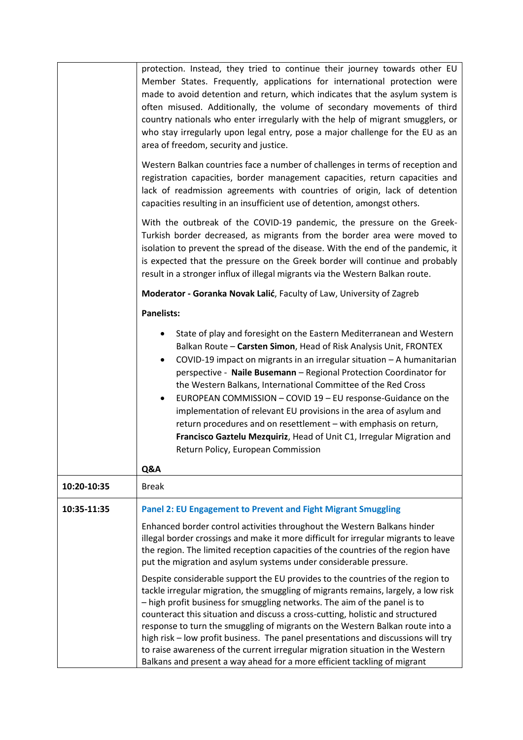| | |
|---|---|
| | protection. Instead, they tried to continue their journey towards other EU Member States. Frequently, applications for international protection were made to avoid detention and return, which indicates that the asylum system is often misused. Additionally, the volume of secondary movements of third country nationals who enter irregularly with the help of migrant smugglers, or who stay irregularly upon legal entry, pose a major challenge for the EU as an area of freedom, security and justice.<br><br>Western Balkan countries face a number of challenges in terms of reception and registration capacities, border management capacities, return capacities and lack of readmission agreements with countries of origin, lack of detention capacities resulting in an insufficient use of detention, amongst others.<br><br>With the outbreak of the COVID-19 pandemic, the pressure on the Greek-Turkish border decreased, as migrants from the border area were moved to isolation to prevent the spread of the disease. With the end of the pandemic, it is expected that the pressure on the Greek border will continue and probably result in a stronger influx of illegal migrants via the Western Balkan route.<br><br>**Moderator - Goranka Novak Lalić**, Faculty of Law, University of Zagreb<br><br>**Panelists:**<br><br>• State of play and foresight on the Eastern Mediterranean and Western Balkan Route – **Carsten Simon**, Head of Risk Analysis Unit, FRONTEX<br>• COVID-19 impact on migrants in an irregular situation – A humanitarian perspective - **Naile Busemann** – Regional Protection Coordinator for the Western Balkans, International Committee of the Red Cross<br>• EUROPEAN COMMISSION – COVID 19 – EU response-Guidance on the implementation of relevant EU provisions in the area of asylum and return procedures and on resettlement – with emphasis on return, **Francisco Gaztelu Mezquiriz**, Head of Unit C1, Irregular Migration and Return Policy, European Commission<br><br>**Q&A** |
| **10:20-10:35** | Break |
| **10:35-11:35** | **Panel 2: EU Engagement to Prevent and Fight Migrant Smuggling**<br><br>Enhanced border control activities throughout the Western Balkans hinder illegal border crossings and make it more difficult for irregular migrants to leave the region. The limited reception capacities of the countries of the region have put the migration and asylum systems under considerable pressure.<br><br>Despite considerable support the EU provides to the countries of the region to tackle irregular migration, the smuggling of migrants remains, largely, a low risk – high profit business for smuggling networks. The aim of the panel is to counteract this situation and discuss a cross-cutting, holistic and structured response to turn the smuggling of migrants on the Western Balkan route into a high risk – low profit business. The panel presentations and discussions will try to raise awareness of the current irregular migration situation in the Western Balkans and present a way ahead for a more efficient tackling of migrant |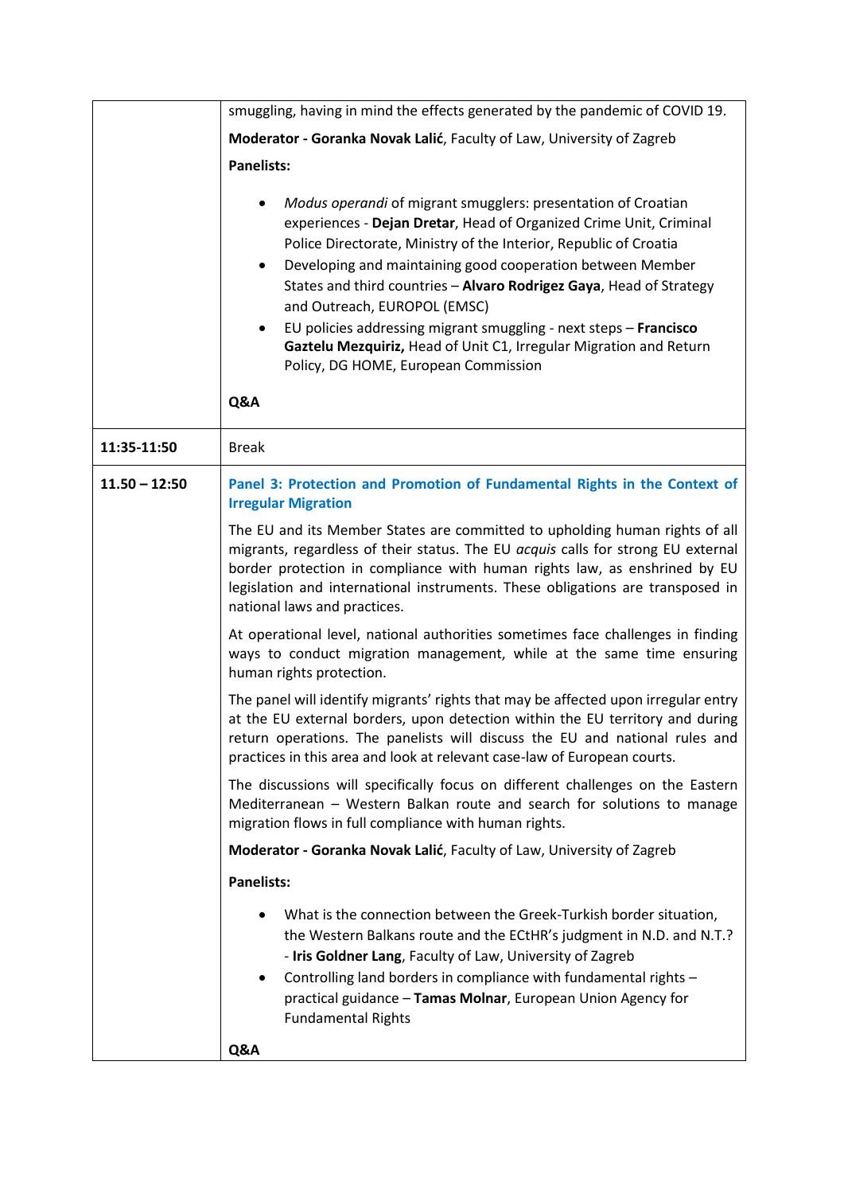| | |
|---|---|
| | smuggling, having in mind the effects generated by the pandemic of COVID 19.<br><br>**Moderator - Goranka Novak Lalić**, Faculty of Law, University of Zagreb<br><br>**Panelists:**<br><br>• *Modus operandi* of migrant smugglers: presentation of Croatian experiences - **Dejan Dretar**, Head of Organized Crime Unit, Criminal Police Directorate, Ministry of the Interior, Republic of Croatia<br>• Developing and maintaining good cooperation between Member States and third countries – **Alvaro Rodrigez Gaya**, Head of Strategy and Outreach, EUROPOL (EMSC)<br>• EU policies addressing migrant smuggling - next steps – **Francisco Gaztelu Mezquiriz,** Head of Unit C1, Irregular Migration and Return Policy, DG HOME, European Commission<br><br>**Q&A** |
| **11:35-11:50** | Break |
| **11.50 – 12:50** | **Panel 3: Protection and Promotion of Fundamental Rights in the Context of Irregular Migration**<br><br>The EU and its Member States are committed to upholding human rights of all migrants, regardless of their status. The EU *acquis* calls for strong EU external border protection in compliance with human rights law, as enshrined by EU legislation and international instruments. These obligations are transposed in national laws and practices.<br><br>At operational level, national authorities sometimes face challenges in finding ways to conduct migration management, while at the same time ensuring human rights protection.<br><br>The panel will identify migrants' rights that may be affected upon irregular entry at the EU external borders, upon detection within the EU territory and during return operations. The panelists will discuss the EU and national rules and practices in this area and look at relevant case-law of European courts.<br><br>The discussions will specifically focus on different challenges on the Eastern Mediterranean – Western Balkan route and search for solutions to manage migration flows in full compliance with human rights.<br><br>**Moderator - Goranka Novak Lalić**, Faculty of Law, University of Zagreb<br><br>**Panelists:**<br><br>• What is the connection between the Greek-Turkish border situation, the Western Balkans route and the ECtHR's judgment in N.D. and N.T.? - **Iris Goldner Lang**, Faculty of Law, University of Zagreb<br>• Controlling land borders in compliance with fundamental rights – practical guidance – **Tamas Molnar**, European Union Agency for Fundamental Rights<br><br>**Q&A** |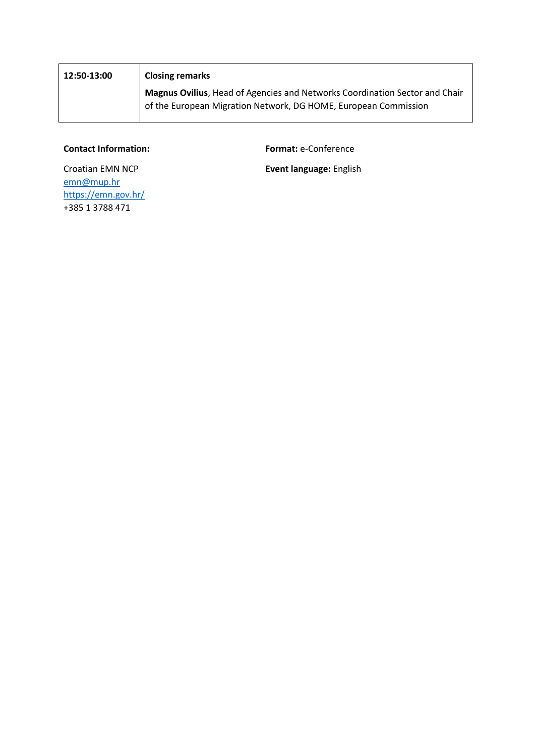| | |
|---|---|
| **12:50-13:00** | **Closing remarks**<br>**Magnus Ovilius**, Head of Agencies and Networks Coordination Sector and Chair of the European Migration Network, DG HOME, European Commission |

**Contact Information:**

Croatian EMN NCP
emn@mup.hr
https://emn.gov.hr/
+385 1 3788 471

**Format:** e-Conference

**Event language:** English